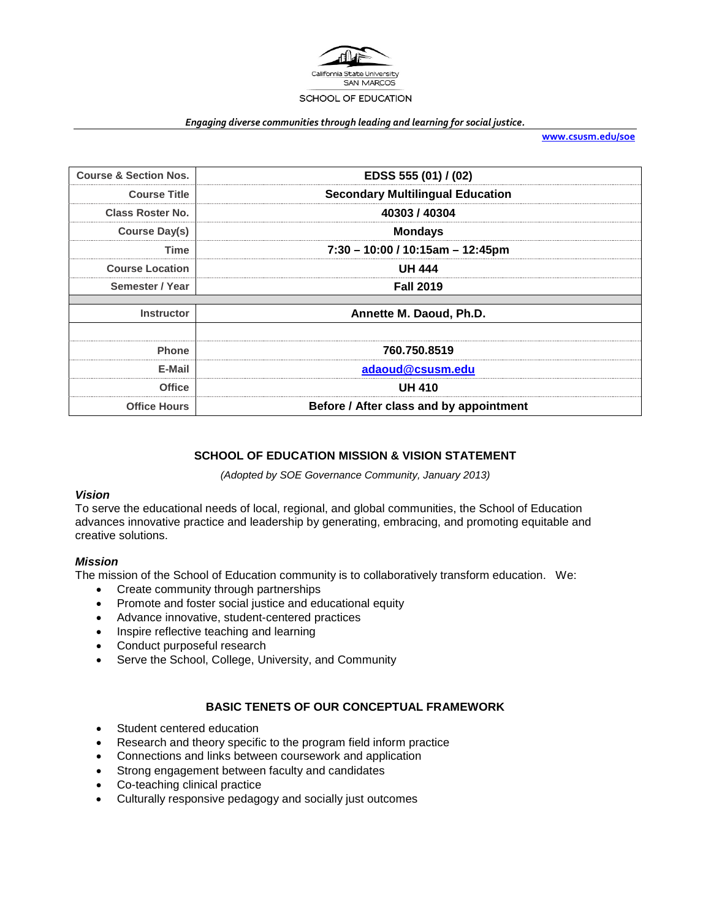California State University
SAN MARCOS

SCHOOL OF EDUCATION

*Engaging diverse communities through leading and learning for social justice.*

www.csusm.edu/soe

| Course & Section Nos. | EDSS 555 (01) / (02) |
|---|---|
| Course Title | Secondary Multilingual Education |
| Class Roster No. | 40303 / 40304 |
| Course Day(s) | Mondays |
| Time | 7:30 – 10:00 / 10:15am – 12:45pm |
| Course Location | UH 444 |
| Semester / Year | Fall 2019 |
| | |
| Instructor | Annette M. Daoud, Ph.D. |
| | |
| Phone | 760.750.8519 |
| E-Mail | adaoud@csusm.edu |
| Office | UH 410 |
| Office Hours | Before / After class and by appointment |

## SCHOOL OF EDUCATION MISSION & VISION STATEMENT

*(Adopted by SOE Governance Community, January 2013)*

### *Vision*

To serve the educational needs of local, regional, and global communities, the School of Education advances innovative practice and leadership by generating, embracing, and promoting equitable and creative solutions.

### *Mission*

The mission of the School of Education community is to collaboratively transform education. We:

- Create community through partnerships
- Promote and foster social justice and educational equity
- Advance innovative, student-centered practices
- Inspire reflective teaching and learning
- Conduct purposeful research
- Serve the School, College, University, and Community

## BASIC TENETS OF OUR CONCEPTUAL FRAMEWORK

- Student centered education
- Research and theory specific to the program field inform practice
- Connections and links between coursework and application
- Strong engagement between faculty and candidates
- Co-teaching clinical practice
- Culturally responsive pedagogy and socially just outcomes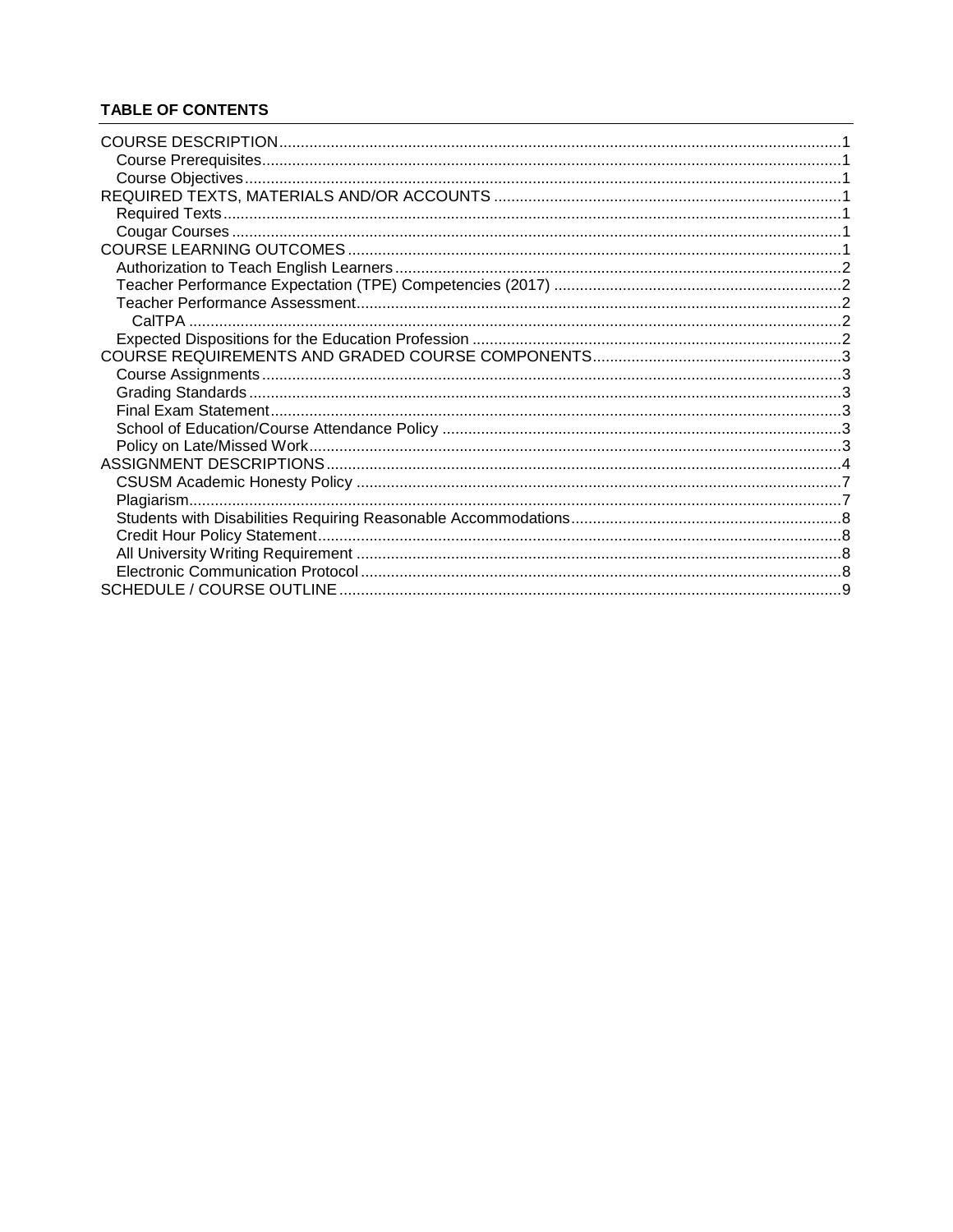**TABLE OF CONTENTS**

- COURSE DESCRIPTION .......... 1
  - Course Prerequisites .......... 1
  - Course Objectives .......... 1
- REQUIRED TEXTS, MATERIALS AND/OR ACCOUNTS .......... 1
  - Required Texts .......... 1
  - Cougar Courses .......... 1
- COURSE LEARNING OUTCOMES .......... 1
  - Authorization to Teach English Learners .......... 2
  - Teacher Performance Expectation (TPE) Competencies (2017) .......... 2
  - Teacher Performance Assessment .......... 2
    - CalTPA .......... 2
  - Expected Dispositions for the Education Profession .......... 2
- COURSE REQUIREMENTS AND GRADED COURSE COMPONENTS .......... 3
  - Course Assignments .......... 3
  - Grading Standards .......... 3
  - Final Exam Statement .......... 3
  - School of Education/Course Attendance Policy .......... 3
  - Policy on Late/Missed Work .......... 3
- ASSIGNMENT DESCRIPTIONS .......... 4
  - CSUSM Academic Honesty Policy .......... 7
  - Plagiarism .......... 7
  - Students with Disabilities Requiring Reasonable Accommodations .......... 8
  - Credit Hour Policy Statement .......... 8
  - All University Writing Requirement .......... 8
  - Electronic Communication Protocol .......... 8
- SCHEDULE / COURSE OUTLINE .......... 9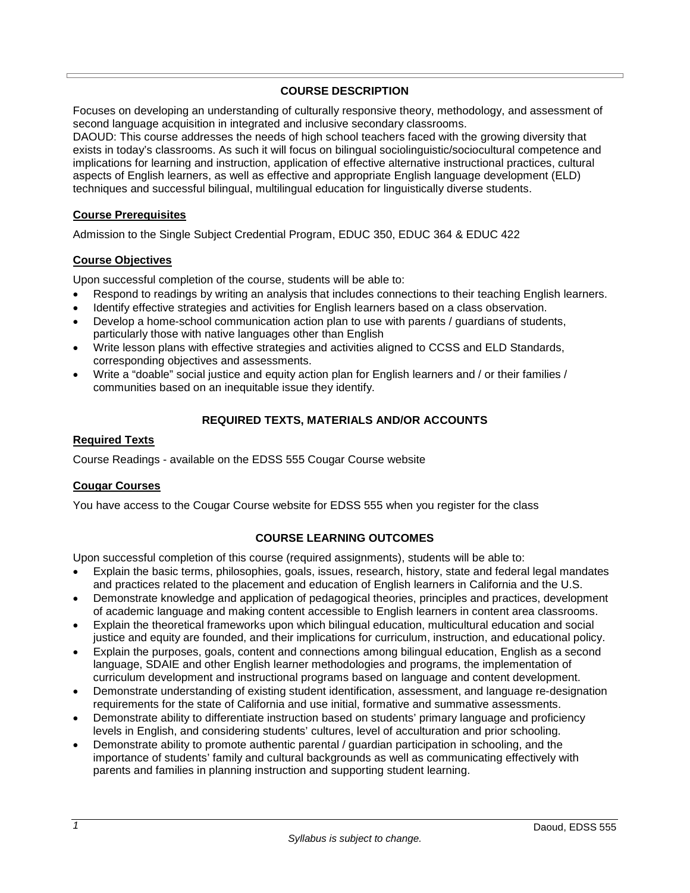## COURSE DESCRIPTION

Focuses on developing an understanding of culturally responsive theory, methodology, and assessment of second language acquisition in integrated and inclusive secondary classrooms.
DAOUD: This course addresses the needs of high school teachers faced with the growing diversity that exists in today's classrooms. As such it will focus on bilingual sociolinguistic/sociocultural competence and implications for learning and instruction, application of effective alternative instructional practices, cultural aspects of English learners, as well as effective and appropriate English language development (ELD) techniques and successful bilingual, multilingual education for linguistically diverse students.

### Course Prerequisites

Admission to the Single Subject Credential Program, EDUC 350, EDUC 364 & EDUC 422

### Course Objectives

Upon successful completion of the course, students will be able to:

- Respond to readings by writing an analysis that includes connections to their teaching English learners.
- Identify effective strategies and activities for English learners based on a class observation.
- Develop a home-school communication action plan to use with parents / guardians of students, particularly those with native languages other than English
- Write lesson plans with effective strategies and activities aligned to CCSS and ELD Standards, corresponding objectives and assessments.
- Write a "doable" social justice and equity action plan for English learners and / or their families / communities based on an inequitable issue they identify.

## REQUIRED TEXTS, MATERIALS AND/OR ACCOUNTS

### Required Texts

Course Readings - available on the EDSS 555 Cougar Course website

### Cougar Courses

You have access to the Cougar Course website for EDSS 555 when you register for the class

## COURSE LEARNING OUTCOMES

Upon successful completion of this course (required assignments), students will be able to:

- Explain the basic terms, philosophies, goals, issues, research, history, state and federal legal mandates and practices related to the placement and education of English learners in California and the U.S.
- Demonstrate knowledge and application of pedagogical theories, principles and practices, development of academic language and making content accessible to English learners in content area classrooms.
- Explain the theoretical frameworks upon which bilingual education, multicultural education and social justice and equity are founded, and their implications for curriculum, instruction, and educational policy.
- Explain the purposes, goals, content and connections among bilingual education, English as a second language, SDAIE and other English learner methodologies and programs, the implementation of curriculum development and instructional programs based on language and content development.
- Demonstrate understanding of existing student identification, assessment, and language re-designation requirements for the state of California and use initial, formative and summative assessments.
- Demonstrate ability to differentiate instruction based on students' primary language and proficiency levels in English, and considering students' cultures, level of acculturation and prior schooling.
- Demonstrate ability to promote authentic parental / guardian participation in schooling, and the importance of students' family and cultural backgrounds as well as communicating effectively with parents and families in planning instruction and supporting student learning.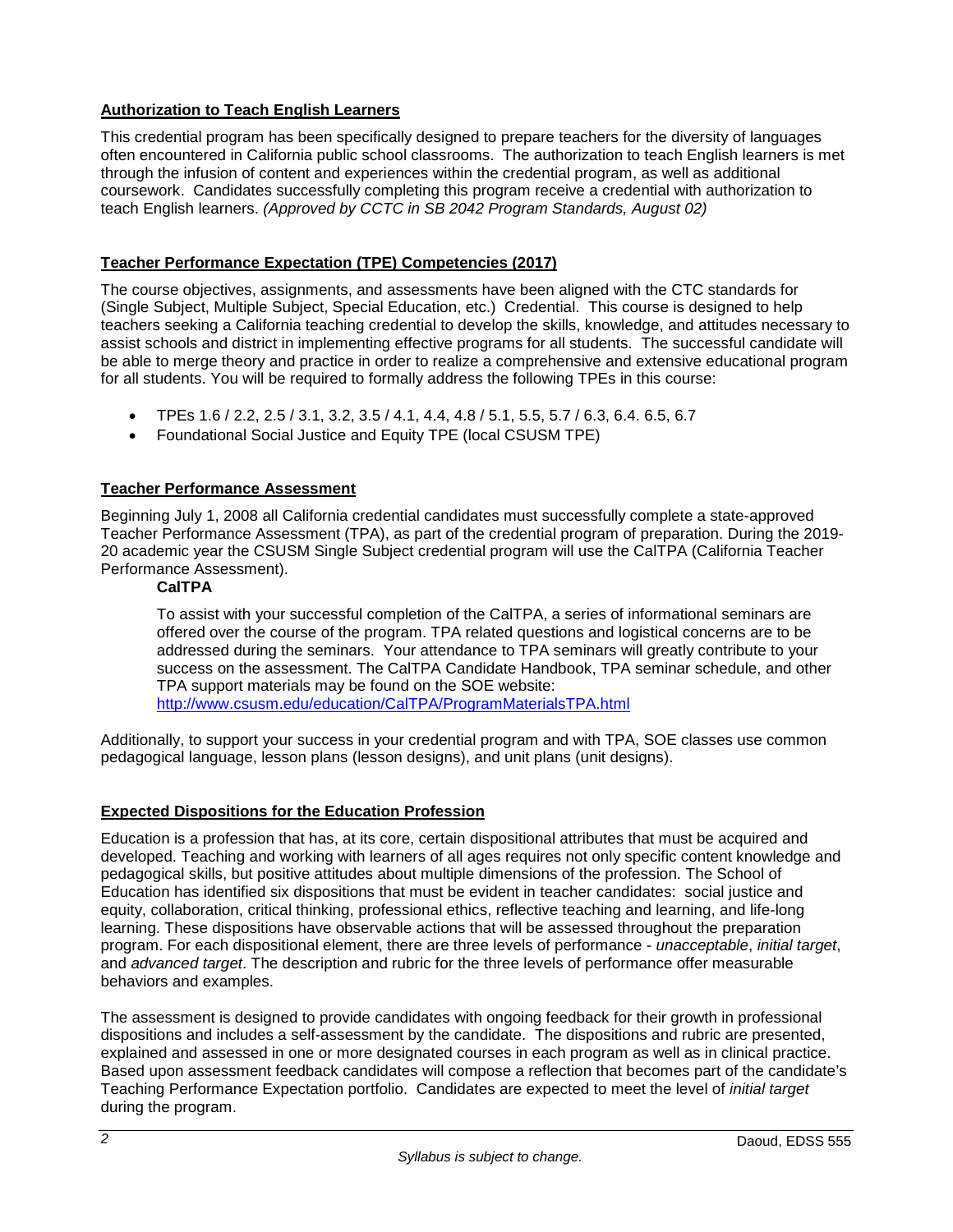## Authorization to Teach English Learners

This credential program has been specifically designed to prepare teachers for the diversity of languages often encountered in California public school classrooms. The authorization to teach English learners is met through the infusion of content and experiences within the credential program, as well as additional coursework. Candidates successfully completing this program receive a credential with authorization to teach English learners. *(Approved by CCTC in SB 2042 Program Standards, August 02)*

## Teacher Performance Expectation (TPE) Competencies (2017)

The course objectives, assignments, and assessments have been aligned with the CTC standards for (Single Subject, Multiple Subject, Special Education, etc.) Credential. This course is designed to help teachers seeking a California teaching credential to develop the skills, knowledge, and attitudes necessary to assist schools and district in implementing effective programs for all students. The successful candidate will be able to merge theory and practice in order to realize a comprehensive and extensive educational program for all students. You will be required to formally address the following TPEs in this course:

- TPEs 1.6 / 2.2, 2.5 / 3.1, 3.2, 3.5 / 4.1, 4.4, 4.8 / 5.1, 5.5, 5.7 / 6.3, 6.4. 6.5, 6.7
- Foundational Social Justice and Equity TPE (local CSUSM TPE)

## Teacher Performance Assessment

Beginning July 1, 2008 all California credential candidates must successfully complete a state-approved Teacher Performance Assessment (TPA), as part of the credential program of preparation. During the 2019-20 academic year the CSUSM Single Subject credential program will use the CalTPA (California Teacher Performance Assessment).

### CalTPA

To assist with your successful completion of the CalTPA, a series of informational seminars are offered over the course of the program. TPA related questions and logistical concerns are to be addressed during the seminars. Your attendance to TPA seminars will greatly contribute to your success on the assessment. The CalTPA Candidate Handbook, TPA seminar schedule, and other TPA support materials may be found on the SOE website:
http://www.csusm.edu/education/CalTPA/ProgramMaterialsTPA.html

Additionally, to support your success in your credential program and with TPA, SOE classes use common pedagogical language, lesson plans (lesson designs), and unit plans (unit designs).

## Expected Dispositions for the Education Profession

Education is a profession that has, at its core, certain dispositional attributes that must be acquired and developed. Teaching and working with learners of all ages requires not only specific content knowledge and pedagogical skills, but positive attitudes about multiple dimensions of the profession. The School of Education has identified six dispositions that must be evident in teacher candidates: social justice and equity, collaboration, critical thinking, professional ethics, reflective teaching and learning, and life-long learning. These dispositions have observable actions that will be assessed throughout the preparation program. For each dispositional element, there are three levels of performance - *unacceptable*, *initial target*, and *advanced target*. The description and rubric for the three levels of performance offer measurable behaviors and examples.

The assessment is designed to provide candidates with ongoing feedback for their growth in professional dispositions and includes a self-assessment by the candidate. The dispositions and rubric are presented, explained and assessed in one or more designated courses in each program as well as in clinical practice. Based upon assessment feedback candidates will compose a reflection that becomes part of the candidate's Teaching Performance Expectation portfolio. Candidates are expected to meet the level of *initial target* during the program.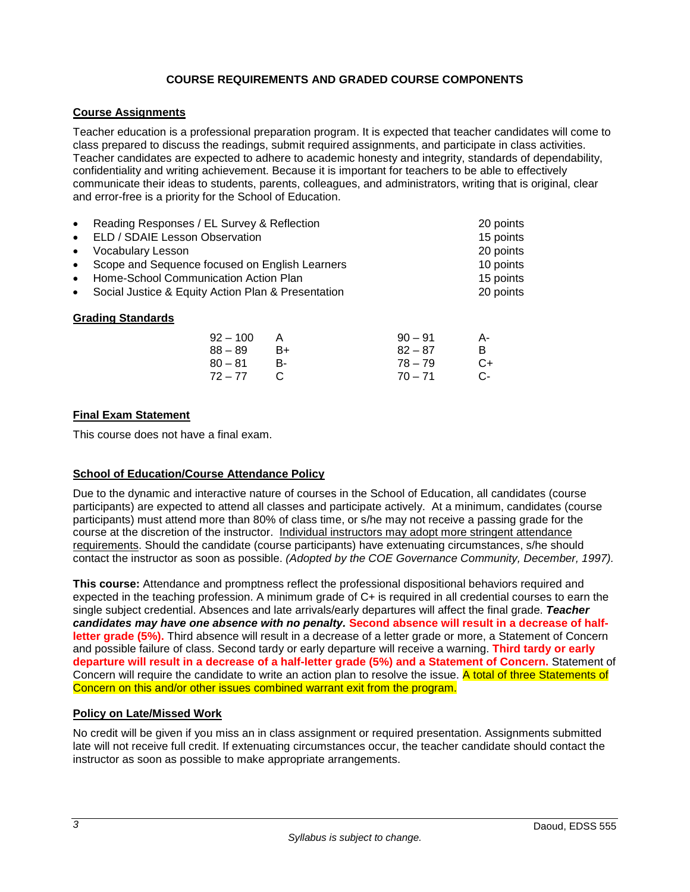## COURSE REQUIREMENTS AND GRADED COURSE COMPONENTS

### Course Assignments

Teacher education is a professional preparation program. It is expected that teacher candidates will come to class prepared to discuss the readings, submit required assignments, and participate in class activities. Teacher candidates are expected to adhere to academic honesty and integrity, standards of dependability, confidentiality and writing achievement. Because it is important for teachers to be able to effectively communicate their ideas to students, parents, colleagues, and administrators, writing that is original, clear and error-free is a priority for the School of Education.

- Reading Responses / EL Survey & Reflection — 20 points
- ELD / SDAIE Lesson Observation — 15 points
- Vocabulary Lesson — 20 points
- Scope and Sequence focused on English Learners — 10 points
- Home-School Communication Action Plan — 15 points
- Social Justice & Equity Action Plan & Presentation — 20 points

### Grading Standards

| | | | |
|---|---|---|---|
| 92 – 100 | A | 90 – 91 | A- |
| 88 – 89 | B+ | 82 – 87 | B |
| 80 – 81 | B- | 78 – 79 | C+ |
| 72 – 77 | C | 70 – 71 | C- |

### Final Exam Statement

This course does not have a final exam.

### School of Education/Course Attendance Policy

Due to the dynamic and interactive nature of courses in the School of Education, all candidates (course participants) are expected to attend all classes and participate actively. At a minimum, candidates (course participants) must attend more than 80% of class time, or s/he may not receive a passing grade for the course at the discretion of the instructor. Individual instructors may adopt more stringent attendance requirements. Should the candidate (course participants) have extenuating circumstances, s/he should contact the instructor as soon as possible. *(Adopted by the COE Governance Community, December, 1997).*

**This course:** Attendance and promptness reflect the professional dispositional behaviors required and expected in the teaching profession. A minimum grade of C+ is required in all credential courses to earn the single subject credential. Absences and late arrivals/early departures will affect the final grade. ***Teacher candidates may have one absence with no penalty.*** **Second absence will result in a decrease of half-letter grade (5%).** Third absence will result in a decrease of a letter grade or more, a Statement of Concern and possible failure of class. Second tardy or early departure will receive a warning. **Third tardy or early departure will result in a decrease of a half-letter grade (5%) and a Statement of Concern.** Statement of Concern will require the candidate to write an action plan to resolve the issue. A total of three Statements of Concern on this and/or other issues combined warrant exit from the program.

### Policy on Late/Missed Work

No credit will be given if you miss an in class assignment or required presentation. Assignments submitted late will not receive full credit. If extenuating circumstances occur, the teacher candidate should contact the instructor as soon as possible to make appropriate arrangements.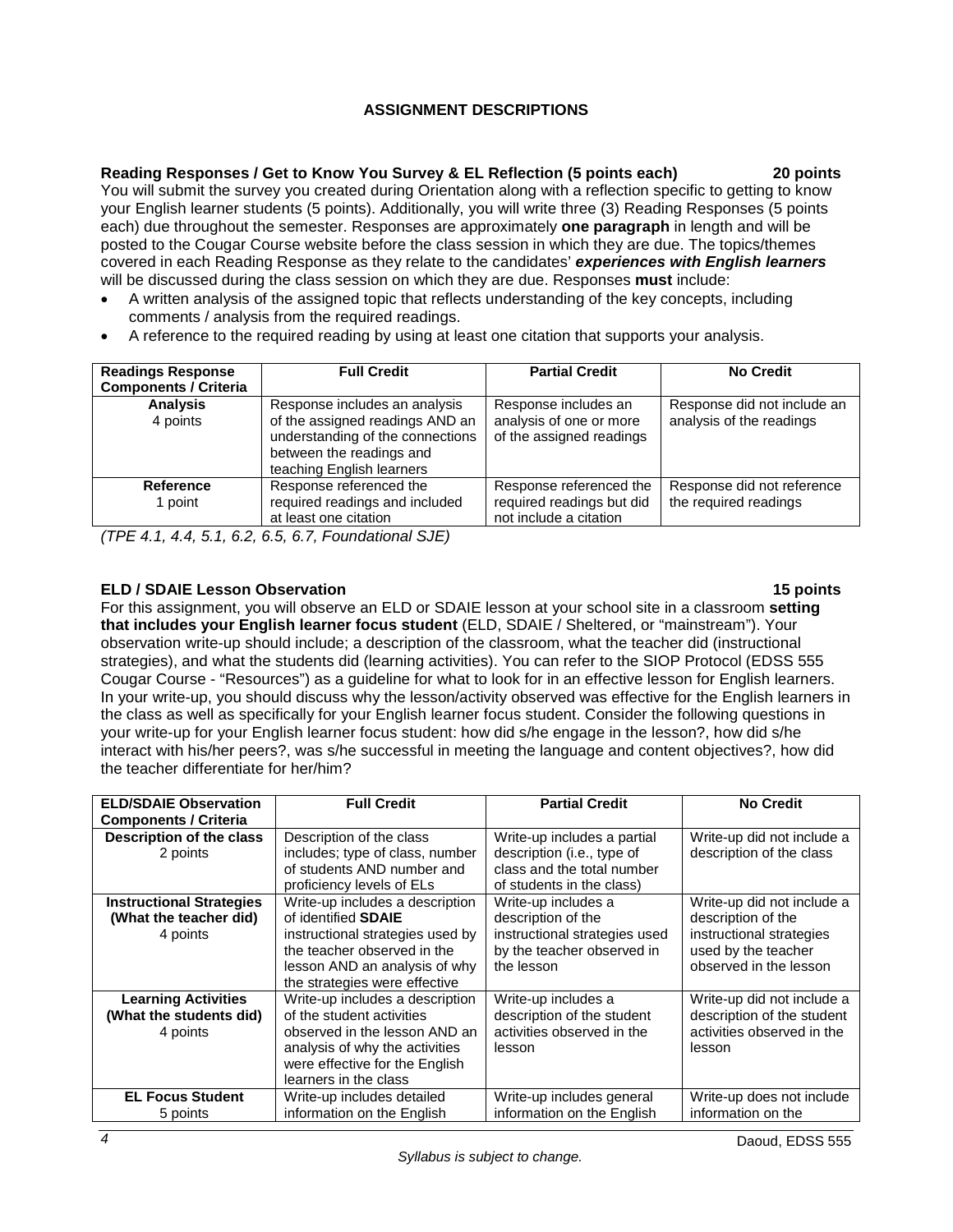## ASSIGNMENT DESCRIPTIONS

**Reading Responses / Get to Know You Survey & EL Reflection (5 points each) 20 points**

You will submit the survey you created during Orientation along with a reflection specific to getting to know your English learner students (5 points). Additionally, you will write three (3) Reading Responses (5 points each) due throughout the semester. Responses are approximately **one paragraph** in length and will be posted to the Cougar Course website before the class session in which they are due. The topics/themes covered in each Reading Response as they relate to the candidates' ***experiences with English learners*** will be discussed during the class session on which they are due. Responses **must** include:

- A written analysis of the assigned topic that reflects understanding of the key concepts, including comments / analysis from the required readings.
- A reference to the required reading by using at least one citation that supports your analysis.

| Readings Response Components / Criteria | Full Credit | Partial Credit | No Credit |
|---|---|---|---|
| **Analysis** 4 points | Response includes an analysis of the assigned readings AND an understanding of the connections between the readings and teaching English learners | Response includes an analysis of one or more of the assigned readings | Response did not include an analysis of the readings |
| **Reference** 1 point | Response referenced the required readings and included at least one citation | Response referenced the required readings but did not include a citation | Response did not reference the required readings |

*(TPE 4.1, 4.4, 5.1, 6.2, 6.5, 6.7, Foundational SJE)*

**ELD / SDAIE Lesson Observation 15 points**

For this assignment, you will observe an ELD or SDAIE lesson at your school site in a classroom **setting that includes your English learner focus student** (ELD, SDAIE / Sheltered, or "mainstream"). Your observation write-up should include; a description of the classroom, what the teacher did (instructional strategies), and what the students did (learning activities). You can refer to the SIOP Protocol (EDSS 555 Cougar Course - "Resources") as a guideline for what to look for in an effective lesson for English learners. In your write-up, you should discuss why the lesson/activity observed was effective for the English learners in the class as well as specifically for your English learner focus student. Consider the following questions in your write-up for your English learner focus student: how did s/he engage in the lesson?, how did s/he interact with his/her peers?, was s/he successful in meeting the language and content objectives?, how did the teacher differentiate for her/him?

| ELD/SDAIE Observation Components / Criteria | Full Credit | Partial Credit | No Credit |
|---|---|---|---|
| **Description of the class** 2 points | Description of the class includes; type of class, number of students AND number and proficiency levels of ELs | Write-up includes a partial description (i.e., type of class and the total number of students in the class) | Write-up did not include a description of the class |
| **Instructional Strategies (What the teacher did)** 4 points | Write-up includes a description of identified **SDAIE** instructional strategies used by the teacher observed in the lesson AND an analysis of why the strategies were effective | Write-up includes a description of the instructional strategies used by the teacher observed in the lesson | Write-up did not include a description of the instructional strategies used by the teacher observed in the lesson |
| **Learning Activities (What the students did)** 4 points | Write-up includes a description of the student activities observed in the lesson AND an analysis of why the activities were effective for the English learners in the class | Write-up includes a description of the student activities observed in the lesson | Write-up did not include a description of the student activities observed in the lesson |
| **EL Focus Student** 5 points | Write-up includes detailed information on the English | Write-up includes general information on the English | Write-up does not include information on the |

*Syllabus is subject to change.*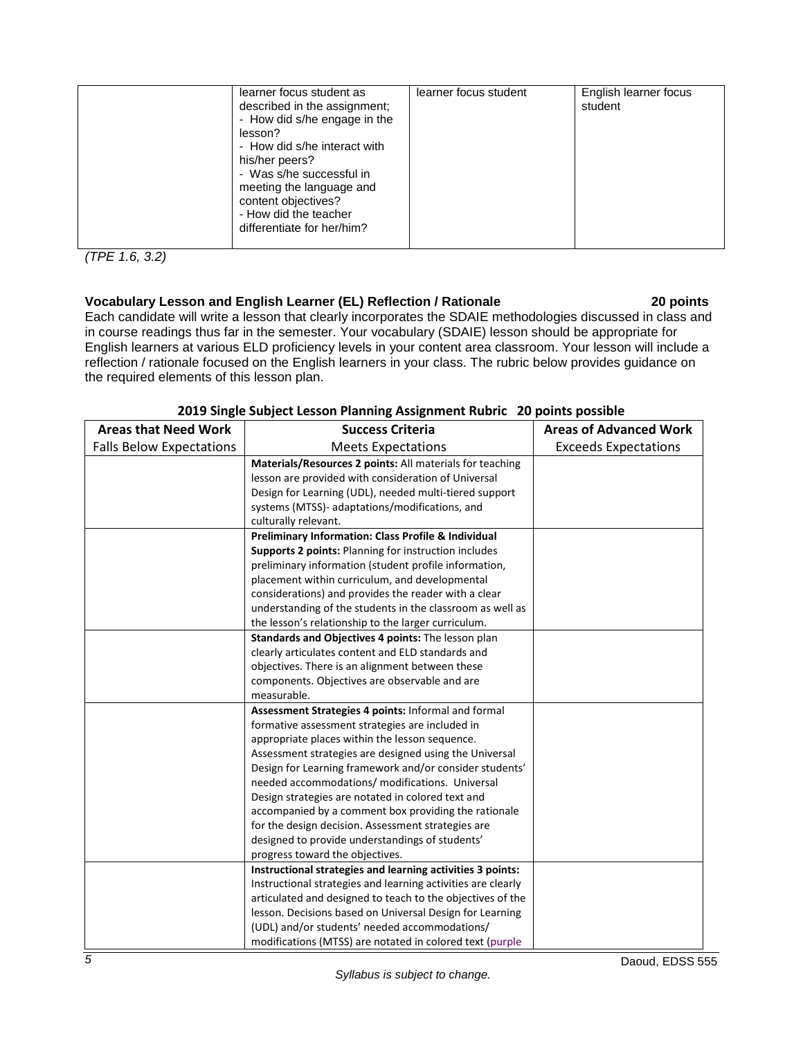| | learner focus student as described in the assignment;<br>- How did s/he engage in the lesson?<br>- How did s/he interact with his/her peers?<br>- Was s/he successful in meeting the language and content objectives?<br>- How did the teacher differentiate for her/him? | learner focus student | English learner focus student |
|---|---|---|---|

*(TPE 1.6, 3.2)*

**Vocabulary Lesson and English Learner (EL) Reflection / Rationale 20 points**

Each candidate will write a lesson that clearly incorporates the SDAIE methodologies discussed in class and in course readings thus far in the semester. Your vocabulary (SDAIE) lesson should be appropriate for English learners at various ELD proficiency levels in your content area classroom. Your lesson will include a reflection / rationale focused on the English learners in your class. The rubric below provides guidance on the required elements of this lesson plan.

**2019 Single Subject Lesson Planning Assignment Rubric 20 points possible**

| **Areas that Need Work**<br>Falls Below Expectations | **Success Criteria**<br>Meets Expectations | **Areas of Advanced Work**<br>Exceeds Expectations |
|---|---|---|
| | **Materials/Resources 2 points:** All materials for teaching lesson are provided with consideration of Universal Design for Learning (UDL), needed multi-tiered support systems (MTSS)- adaptations/modifications, and culturally relevant. | |
| | **Preliminary Information: Class Profile & Individual Supports 2 points:** Planning for instruction includes preliminary information (student profile information, placement within curriculum, and developmental considerations) and provides the reader with a clear understanding of the students in the classroom as well as the lesson's relationship to the larger curriculum. | |
| | **Standards and Objectives 4 points:** The lesson plan clearly articulates content and ELD standards and objectives. There is an alignment between these components. Objectives are observable and are measurable. | |
| | **Assessment Strategies 4 points:** Informal and formal formative assessment strategies are included in appropriate places within the lesson sequence. Assessment strategies are designed using the Universal Design for Learning framework and/or consider students' needed accommodations/ modifications. Universal Design strategies are notated in colored text and accompanied by a comment box providing the rationale for the design decision. Assessment strategies are designed to provide understandings of students' progress toward the objectives. | |
| | **Instructional strategies and learning activities 3 points:** Instructional strategies and learning activities are clearly articulated and designed to teach to the objectives of the lesson. Decisions based on Universal Design for Learning (UDL) and/or students' needed accommodations/ modifications (MTSS) are notated in colored text (purple | |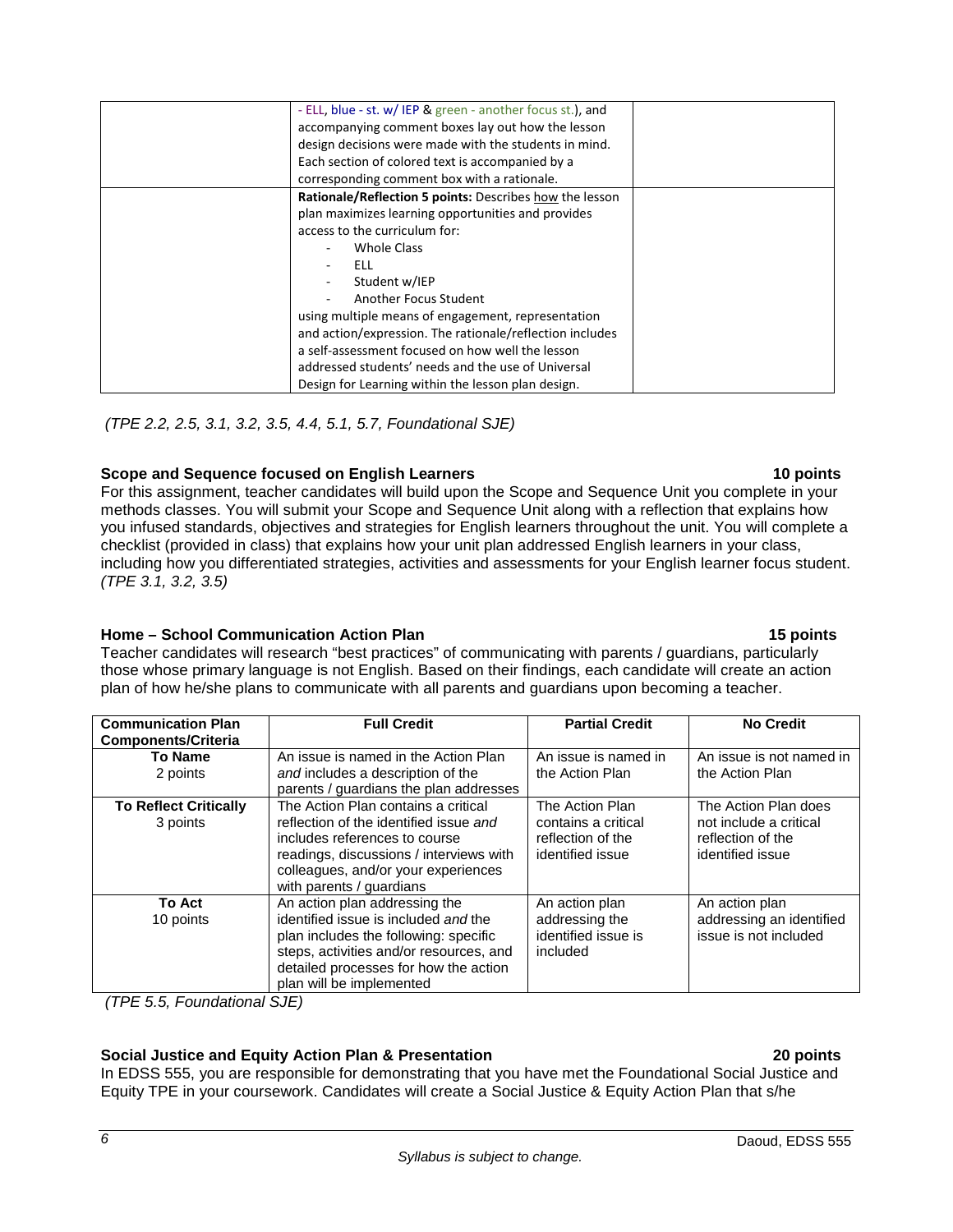|  | - ELL, blue - st. w/ IEP & green - another focus st.), and accompanying comment boxes lay out how the lesson design decisions were made with the students in mind. Each section of colored text is accompanied by a corresponding comment box with a rationale. |  |
|---|---|---|
|  | **Rationale/Reflection 5 points:** Describes how the lesson plan maximizes learning opportunities and provides access to the curriculum for:<br>- Whole Class<br>- ELL<br>- Student w/IEP<br>- Another Focus Student<br>using multiple means of engagement, representation and action/expression. The rationale/reflection includes a self-assessment focused on how well the lesson addressed students' needs and the use of Universal Design for Learning within the lesson plan design. |  |

*(TPE 2.2, 2.5, 3.1, 3.2, 3.5, 4.4, 5.1, 5.7, Foundational SJE)*

**Scope and Sequence focused on English Learners — 10 points**

For this assignment, teacher candidates will build upon the Scope and Sequence Unit you complete in your methods classes. You will submit your Scope and Sequence Unit along with a reflection that explains how you infused standards, objectives and strategies for English learners throughout the unit. You will complete a checklist (provided in class) that explains how your unit plan addressed English learners in your class, including how you differentiated strategies, activities and assessments for your English learner focus student. *(TPE 3.1, 3.2, 3.5)*

**Home – School Communication Action Plan — 15 points**

Teacher candidates will research "best practices" of communicating with parents / guardians, particularly those whose primary language is not English. Based on their findings, each candidate will create an action plan of how he/she plans to communicate with all parents and guardians upon becoming a teacher.

| Communication Plan Components/Criteria | Full Credit | Partial Credit | No Credit |
|---|---|---|---|
| **To Name**<br>2 points | An issue is named in the Action Plan *and* includes a description of the parents / guardians the plan addresses | An issue is named in the Action Plan | An issue is not named in the Action Plan |
| **To Reflect Critically**<br>3 points | The Action Plan contains a critical reflection of the identified issue *and* includes references to course readings, discussions / interviews with colleagues, and/or your experiences with parents / guardians | The Action Plan contains a critical reflection of the identified issue | The Action Plan does not include a critical reflection of the identified issue |
| **To Act**<br>10 points | An action plan addressing the identified issue is included *and* the plan includes the following: specific steps, activities and/or resources, and detailed processes for how the action plan will be implemented | An action plan addressing the identified issue is included | An action plan addressing an identified issue is not included |

*(TPE 5.5, Foundational SJE)*

**Social Justice and Equity Action Plan & Presentation — 20 points**

In EDSS 555, you are responsible for demonstrating that you have met the Foundational Social Justice and Equity TPE in your coursework. Candidates will create a Social Justice & Equity Action Plan that s/he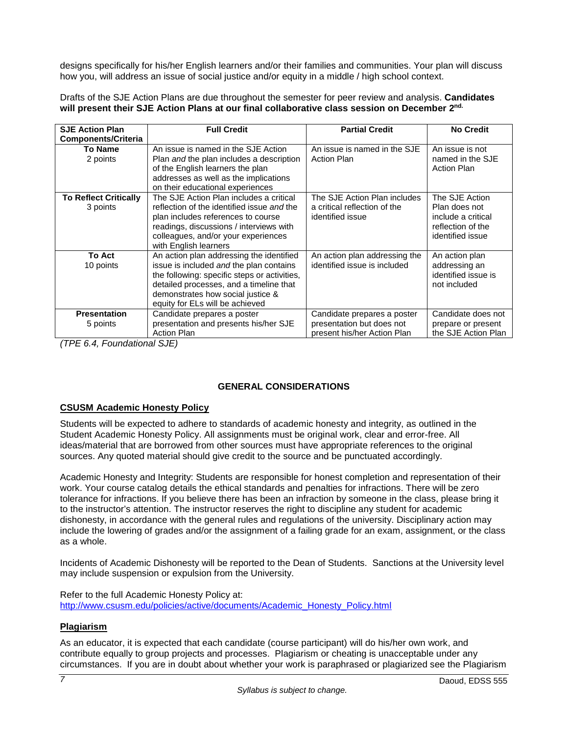designs specifically for his/her English learners and/or their families and communities. Your plan will discuss how you, will address an issue of social justice and/or equity in a middle / high school context.

Drafts of the SJE Action Plans are due throughout the semester for peer review and analysis. **Candidates will present their SJE Action Plans at our final collaborative class session on December 2nd.**

| SJE Action Plan Components/Criteria | Full Credit | Partial Credit | No Credit |
|---|---|---|---|
| **To Name** 2 points | An issue is named in the SJE Action Plan *and* the plan includes a description of the English learners the plan addresses as well as the implications on their educational experiences | An issue is named in the SJE Action Plan | An issue is not named in the SJE Action Plan |
| **To Reflect Critically** 3 points | The SJE Action Plan includes a critical reflection of the identified issue *and* the plan includes references to course readings, discussions / interviews with colleagues, and/or your experiences with English learners | The SJE Action Plan includes a critical reflection of the identified issue | The SJE Action Plan does not include a critical reflection of the identified issue |
| **To Act** 10 points | An action plan addressing the identified issue is included *and* the plan contains the following: specific steps or activities, detailed processes, and a timeline that demonstrates how social justice & equity for ELs will be achieved | An action plan addressing the identified issue is included | An action plan addressing an identified issue is not included |
| **Presentation** 5 points | Candidate prepares a poster presentation and presents his/her SJE Action Plan | Candidate prepares a poster presentation but does not present his/her Action Plan | Candidate does not prepare or present the SJE Action Plan |

*(TPE 6.4, Foundational SJE)*

## GENERAL CONSIDERATIONS

### CSUSM Academic Honesty Policy

Students will be expected to adhere to standards of academic honesty and integrity, as outlined in the Student Academic Honesty Policy. All assignments must be original work, clear and error-free. All ideas/material that are borrowed from other sources must have appropriate references to the original sources. Any quoted material should give credit to the source and be punctuated accordingly.

Academic Honesty and Integrity: Students are responsible for honest completion and representation of their work. Your course catalog details the ethical standards and penalties for infractions. There will be zero tolerance for infractions. If you believe there has been an infraction by someone in the class, please bring it to the instructor's attention. The instructor reserves the right to discipline any student for academic dishonesty, in accordance with the general rules and regulations of the university. Disciplinary action may include the lowering of grades and/or the assignment of a failing grade for an exam, assignment, or the class as a whole.

Incidents of Academic Dishonesty will be reported to the Dean of Students. Sanctions at the University level may include suspension or expulsion from the University.

Refer to the full Academic Honesty Policy at:
http://www.csusm.edu/policies/active/documents/Academic_Honesty_Policy.html

### Plagiarism

As an educator, it is expected that each candidate (course participant) will do his/her own work, and contribute equally to group projects and processes. Plagiarism or cheating is unacceptable under any circumstances. If you are in doubt about whether your work is paraphrased or plagiarized see the Plagiarism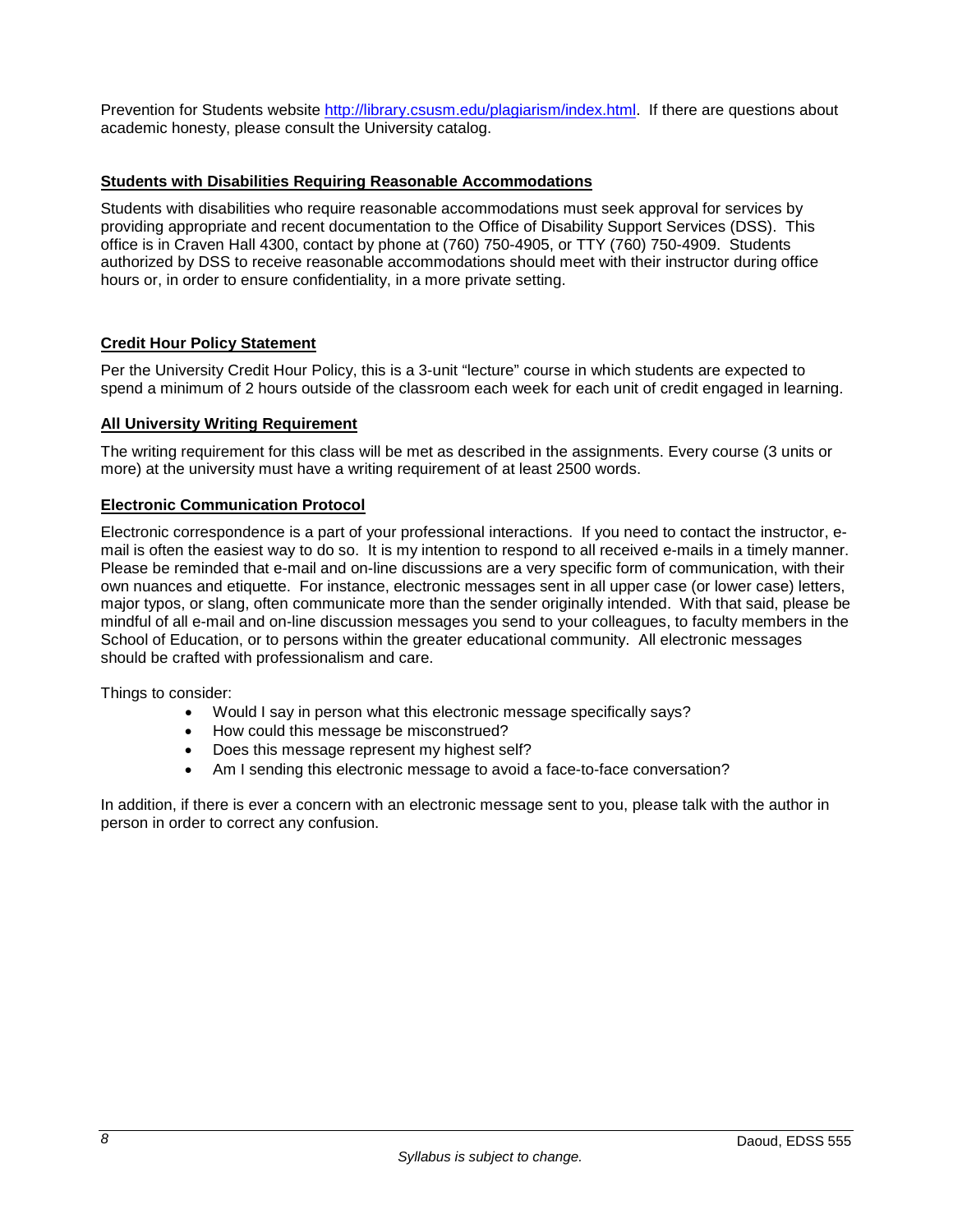Prevention for Students website http://library.csusm.edu/plagiarism/index.html. If there are questions about academic honesty, please consult the University catalog.

### Students with Disabilities Requiring Reasonable Accommodations

Students with disabilities who require reasonable accommodations must seek approval for services by providing appropriate and recent documentation to the Office of Disability Support Services (DSS). This office is in Craven Hall 4300, contact by phone at (760) 750-4905, or TTY (760) 750-4909. Students authorized by DSS to receive reasonable accommodations should meet with their instructor during office hours or, in order to ensure confidentiality, in a more private setting.

### Credit Hour Policy Statement

Per the University Credit Hour Policy, this is a 3-unit "lecture" course in which students are expected to spend a minimum of 2 hours outside of the classroom each week for each unit of credit engaged in learning.

### All University Writing Requirement

The writing requirement for this class will be met as described in the assignments. Every course (3 units or more) at the university must have a writing requirement of at least 2500 words.

### Electronic Communication Protocol

Electronic correspondence is a part of your professional interactions. If you need to contact the instructor, e-mail is often the easiest way to do so. It is my intention to respond to all received e-mails in a timely manner. Please be reminded that e-mail and on-line discussions are a very specific form of communication, with their own nuances and etiquette. For instance, electronic messages sent in all upper case (or lower case) letters, major typos, or slang, often communicate more than the sender originally intended. With that said, please be mindful of all e-mail and on-line discussion messages you send to your colleagues, to faculty members in the School of Education, or to persons within the greater educational community. All electronic messages should be crafted with professionalism and care.

Things to consider:

- Would I say in person what this electronic message specifically says?
- How could this message be misconstrued?
- Does this message represent my highest self?
- Am I sending this electronic message to avoid a face-to-face conversation?

In addition, if there is ever a concern with an electronic message sent to you, please talk with the author in person in order to correct any confusion.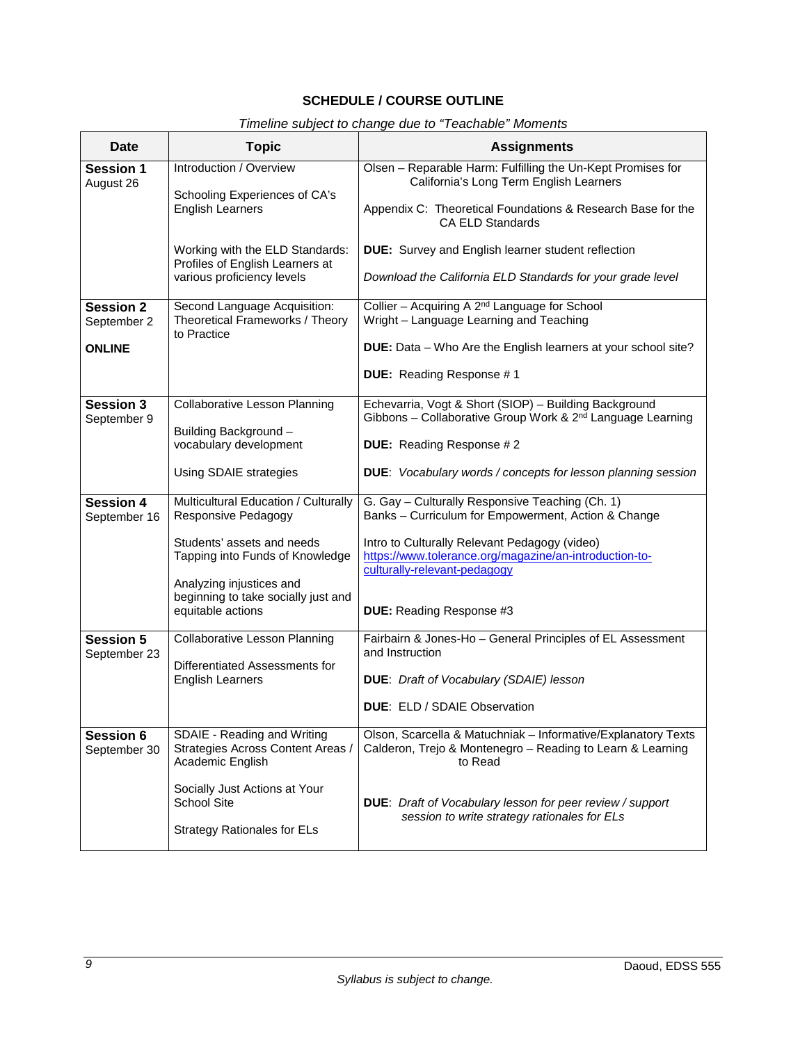## SCHEDULE / COURSE OUTLINE

*Timeline subject to change due to "Teachable" Moments*

| Date | Topic | Assignments |
|---|---|---|
| **Session 1** August 26 | Introduction / Overview<br><br>Schooling Experiences of CA's English Learners<br><br>Working with the ELD Standards: Profiles of English Learners at various proficiency levels | Olsen – Reparable Harm: Fulfilling the Un-Kept Promises for California's Long Term English Learners<br><br>Appendix C: Theoretical Foundations & Research Base for the CA ELD Standards<br><br>**DUE:** Survey and English learner student reflection<br><br>*Download the California ELD Standards for your grade level* |
| **Session 2** September 2<br><br>**ONLINE** | Second Language Acquisition: Theoretical Frameworks / Theory to Practice | Collier – Acquiring A 2nd Language for School<br>Wright – Language Learning and Teaching<br><br>**DUE:** Data – Who Are the English learners at your school site?<br><br>**DUE:** Reading Response # 1 |
| **Session 3** September 9 | Collaborative Lesson Planning<br><br>Building Background – vocabulary development<br><br>Using SDAIE strategies | Echevarria, Vogt & Short (SIOP) – Building Background<br>Gibbons – Collaborative Group Work & 2nd Language Learning<br><br>**DUE:** Reading Response # 2<br><br>**DUE**: *Vocabulary words / concepts for lesson planning session* |
| **Session 4** September 16 | Multicultural Education / Culturally Responsive Pedagogy<br><br>Students' assets and needs Tapping into Funds of Knowledge<br><br>Analyzing injustices and beginning to take socially just and equitable actions | G. Gay – Culturally Responsive Teaching (Ch. 1)<br>Banks – Curriculum for Empowerment, Action & Change<br><br>Intro to Culturally Relevant Pedagogy (video)<br>[https://www.tolerance.org/magazine/an-introduction-to-culturally-relevant-pedagogy](https://www.tolerance.org/magazine/an-introduction-to-culturally-relevant-pedagogy)<br><br>**DUE:** Reading Response #3 |
| **Session 5** September 23 | Collaborative Lesson Planning<br><br>Differentiated Assessments for English Learners | Fairbairn & Jones-Ho – General Principles of EL Assessment and Instruction<br><br>**DUE**: *Draft of Vocabulary (SDAIE) lesson*<br><br>**DUE**: ELD / SDAIE Observation |
| **Session 6** September 30 | SDAIE - Reading and Writing Strategies Across Content Areas / Academic English<br><br>Socially Just Actions at Your School Site<br><br>Strategy Rationales for ELs | Olson, Scarcella & Matuchniak – Informative/Explanatory Texts<br>Calderon, Trejo & Montenegro – Reading to Learn & Learning to Read<br><br>**DUE**: *Draft of Vocabulary lesson for peer review / support session to write strategy rationales for ELs* |

*Syllabus is subject to change.*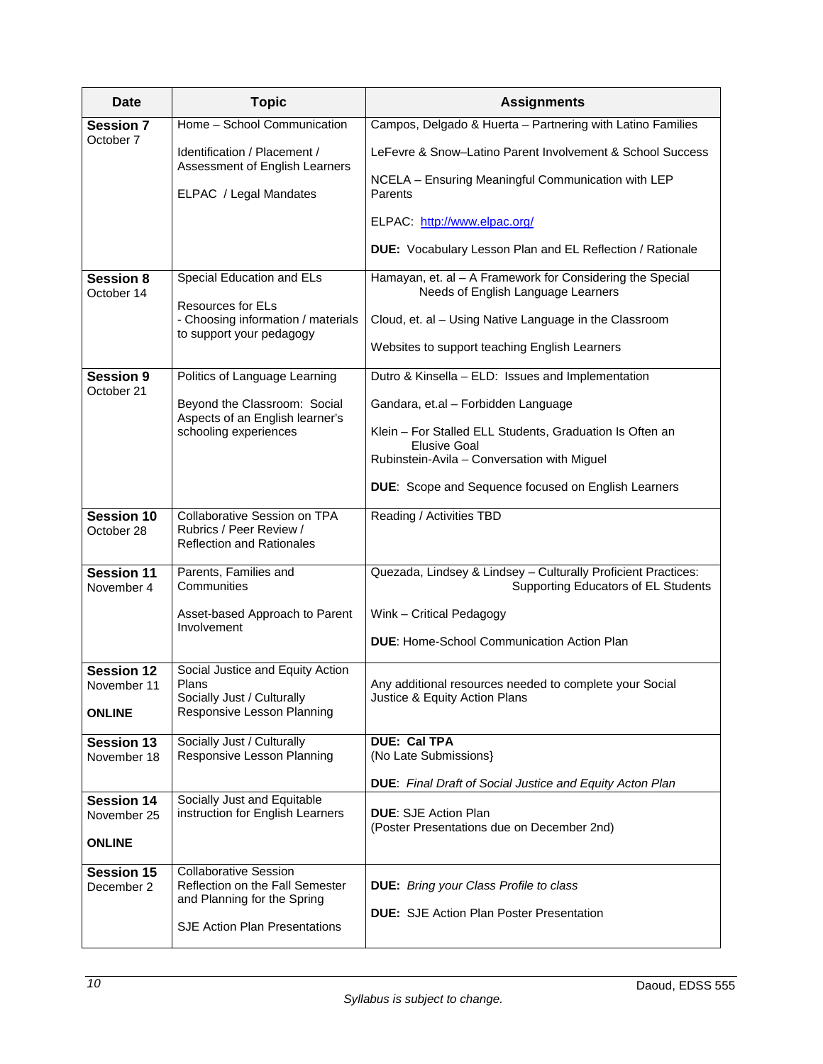| Date | Topic | Assignments |
|---|---|---|
| **Session 7** October 7 | Home – School Communication<br><br>Identification / Placement / Assessment of English Learners<br><br>ELPAC / Legal Mandates | Campos, Delgado & Huerta – Partnering with Latino Families<br><br>LeFevre & Snow–Latino Parent Involvement & School Success<br><br>NCELA – Ensuring Meaningful Communication with LEP Parents<br><br>ELPAC: [http://www.elpac.org/](http://www.elpac.org/)<br><br>**DUE:** Vocabulary Lesson Plan and EL Reflection / Rationale |
| **Session 8** October 14 | Special Education and ELs<br><br>Resources for ELs<br>- Choosing information / materials to support your pedagogy | Hamayan, et. al – A Framework for Considering the Special Needs of English Language Learners<br><br>Cloud, et. al – Using Native Language in the Classroom<br><br>Websites to support teaching English Learners |
| **Session 9** October 21 | Politics of Language Learning<br><br>Beyond the Classroom: Social Aspects of an English learner's schooling experiences | Dutro & Kinsella – ELD: Issues and Implementation<br><br>Gandara, et.al – Forbidden Language<br><br>Klein – For Stalled ELL Students, Graduation Is Often an Elusive Goal<br>Rubinstein-Avila – Conversation with Miguel<br><br>**DUE**: Scope and Sequence focused on English Learners |
| **Session 10** October 28 | Collaborative Session on TPA Rubrics / Peer Review / Reflection and Rationales | Reading / Activities TBD |
| **Session 11** November 4 | Parents, Families and Communities<br><br>Asset-based Approach to Parent Involvement | Quezada, Lindsey & Lindsey – Culturally Proficient Practices: Supporting Educators of EL Students<br><br>Wink – Critical Pedagogy<br><br>**DUE**: Home-School Communication Action Plan |
| **Session 12** November 11<br><br>**ONLINE** | Social Justice and Equity Action Plans<br>Socially Just / Culturally Responsive Lesson Planning | Any additional resources needed to complete your Social Justice & Equity Action Plans |
| **Session 13** November 18 | Socially Just / Culturally Responsive Lesson Planning | **DUE: Cal TPA**<br>(No Late Submissions}<br><br>**DUE**: *Final Draft of Social Justice and Equity Acton Plan* |
| **Session 14** November 25<br><br>**ONLINE** | Socially Just and Equitable instruction for English Learners | **DUE**: SJE Action Plan<br>(Poster Presentations due on December 2nd) |
| **Session 15** December 2 | Collaborative Session Reflection on the Fall Semester and Planning for the Spring<br><br>SJE Action Plan Presentations | **DUE:** *Bring your Class Profile to class*<br><br>**DUE:** SJE Action Plan Poster Presentation |

*Syllabus is subject to change.*